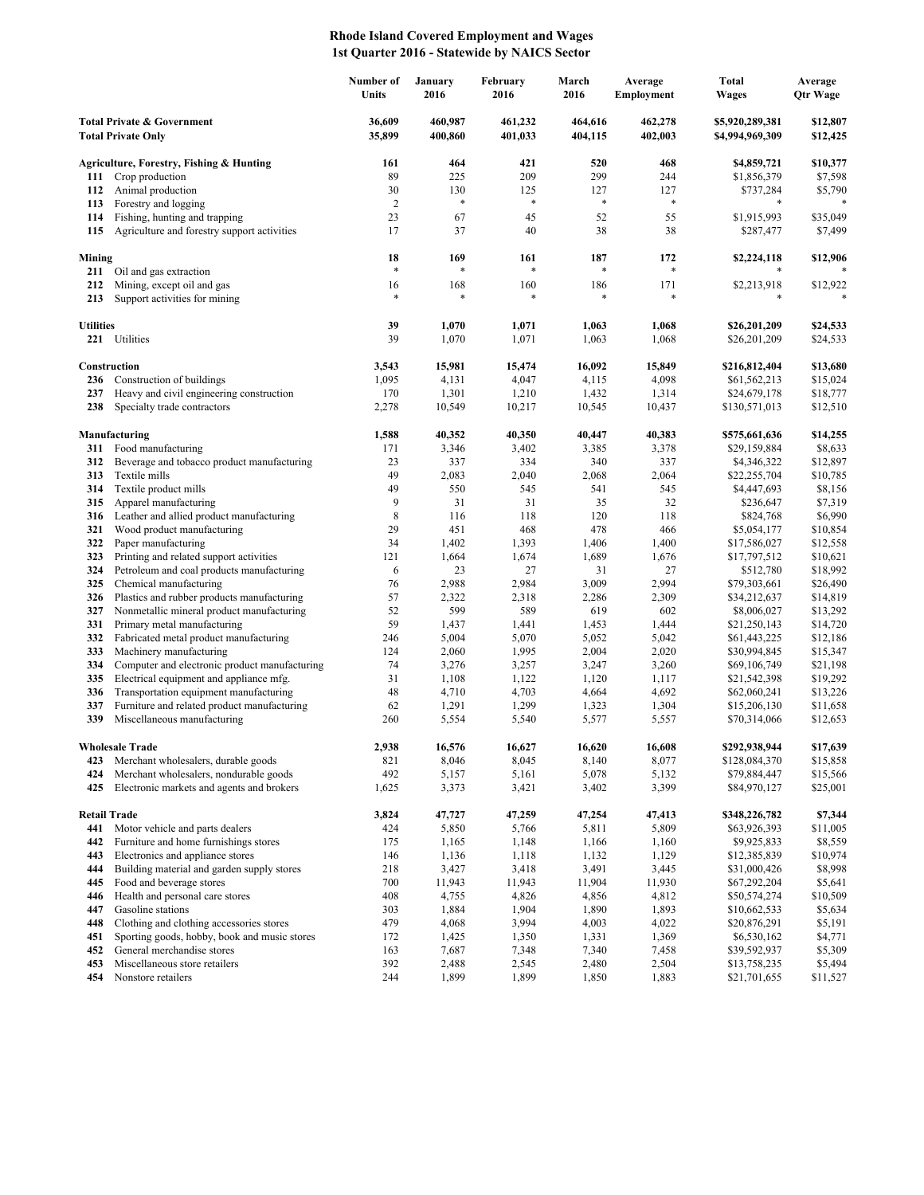# Rhode Island Covered Employment and Wages
## 1st Quarter 2016 - Statewide by NAICS Sector

| | | Number of Units | January 2016 | February 2016 | March 2016 | Average Employment | Total Wages | Average Qtr Wage |
|---|---|---|---|---|---|---|---|---|
| **Total Private & Government** | | **36,609** | **460,987** | **461,232** | **464,616** | **462,278** | **$5,920,289,381** | **$12,807** |
| **Total Private Only** | | **35,899** | **400,860** | **401,033** | **404,115** | **402,003** | **$4,994,969,309** | **$12,425** |
| **Agriculture, Forestry, Fishing & Hunting** | | **161** | **464** | **421** | **520** | **468** | **$4,859,721** | **$10,377** |
| 111 | Crop production | 89 | 225 | 209 | 299 | 244 | $1,856,379 | $7,598 |
| 112 | Animal production | 30 | 130 | 125 | 127 | 127 | $737,284 | $5,790 |
| 113 | Forestry and logging | 2 | * | * | * | * | * | * |
| 114 | Fishing, hunting and trapping | 23 | 67 | 45 | 52 | 55 | $1,915,993 | $35,049 |
| 115 | Agriculture and forestry support activities | 17 | 37 | 40 | 38 | 38 | $287,477 | $7,499 |
| **Mining** | | **18** | **169** | **161** | **187** | **172** | **$2,224,118** | **$12,906** |
| 211 | Oil and gas extraction | * | * | * | * | * | * | * |
| 212 | Mining, except oil and gas | 16 | 168 | 160 | 186 | 171 | $2,213,918 | $12,922 |
| 213 | Support activities for mining | * | * | * | * | * | * | * |
| **Utilities** | | **39** | **1,070** | **1,071** | **1,063** | **1,068** | **$26,201,209** | **$24,533** |
| 221 | Utilities | 39 | 1,070 | 1,071 | 1,063 | 1,068 | $26,201,209 | $24,533 |
| **Construction** | | **3,543** | **15,981** | **15,474** | **16,092** | **15,849** | **$216,812,404** | **$13,680** |
| 236 | Construction of buildings | 1,095 | 4,131 | 4,047 | 4,115 | 4,098 | $61,562,213 | $15,024 |
| 237 | Heavy and civil engineering construction | 170 | 1,301 | 1,210 | 1,432 | 1,314 | $24,679,178 | $18,777 |
| 238 | Specialty trade contractors | 2,278 | 10,549 | 10,217 | 10,545 | 10,437 | $130,571,013 | $12,510 |
| **Manufacturing** | | **1,588** | **40,352** | **40,350** | **40,447** | **40,383** | **$575,661,636** | **$14,255** |
| 311 | Food manufacturing | 171 | 3,346 | 3,402 | 3,385 | 3,378 | $29,159,884 | $8,633 |
| 312 | Beverage and tobacco product manufacturing | 23 | 337 | 334 | 340 | 337 | $4,346,322 | $12,897 |
| 313 | Textile mills | 49 | 2,083 | 2,040 | 2,068 | 2,064 | $22,255,704 | $10,785 |
| 314 | Textile product mills | 49 | 550 | 545 | 541 | 545 | $4,447,693 | $8,156 |
| 315 | Apparel manufacturing | 9 | 31 | 31 | 35 | 32 | $236,647 | $7,319 |
| 316 | Leather and allied product manufacturing | 8 | 116 | 118 | 120 | 118 | $824,768 | $6,990 |
| 321 | Wood product manufacturing | 29 | 451 | 468 | 478 | 466 | $5,054,177 | $10,854 |
| 322 | Paper manufacturing | 34 | 1,402 | 1,393 | 1,406 | 1,400 | $17,586,027 | $12,558 |
| 323 | Printing and related support activities | 121 | 1,664 | 1,674 | 1,689 | 1,676 | $17,797,512 | $10,621 |
| 324 | Petroleum and coal products manufacturing | 6 | 23 | 27 | 31 | 27 | $512,780 | $18,992 |
| 325 | Chemical manufacturing | 76 | 2,988 | 2,984 | 3,009 | 2,994 | $79,303,661 | $26,490 |
| 326 | Plastics and rubber products manufacturing | 57 | 2,322 | 2,318 | 2,286 | 2,309 | $34,212,637 | $14,819 |
| 327 | Nonmetallic mineral product manufacturing | 52 | 599 | 589 | 619 | 602 | $8,006,027 | $13,292 |
| 331 | Primary metal manufacturing | 59 | 1,437 | 1,441 | 1,453 | 1,444 | $21,250,143 | $14,720 |
| 332 | Fabricated metal product manufacturing | 246 | 5,004 | 5,070 | 5,052 | 5,042 | $61,443,225 | $12,186 |
| 333 | Machinery manufacturing | 124 | 2,060 | 1,995 | 2,004 | 2,020 | $30,994,845 | $15,347 |
| 334 | Computer and electronic product manufacturing | 74 | 3,276 | 3,257 | 3,247 | 3,260 | $69,106,749 | $21,198 |
| 335 | Electrical equipment and appliance mfg. | 31 | 1,108 | 1,122 | 1,120 | 1,117 | $21,542,398 | $19,292 |
| 336 | Transportation equipment manufacturing | 48 | 4,710 | 4,703 | 4,664 | 4,692 | $62,060,241 | $13,226 |
| 337 | Furniture and related product manufacturing | 62 | 1,291 | 1,299 | 1,323 | 1,304 | $15,206,130 | $11,658 |
| 339 | Miscellaneous manufacturing | 260 | 5,554 | 5,540 | 5,577 | 5,557 | $70,314,066 | $12,653 |
| **Wholesale Trade** | | **2,938** | **16,576** | **16,627** | **16,620** | **16,608** | **$292,938,944** | **$17,639** |
| 423 | Merchant wholesalers, durable goods | 821 | 8,046 | 8,045 | 8,140 | 8,077 | $128,084,370 | $15,858 |
| 424 | Merchant wholesalers, nondurable goods | 492 | 5,157 | 5,161 | 5,078 | 5,132 | $79,884,447 | $15,566 |
| 425 | Electronic markets and agents and brokers | 1,625 | 3,373 | 3,421 | 3,402 | 3,399 | $84,970,127 | $25,001 |
| **Retail Trade** | | **3,824** | **47,727** | **47,259** | **47,254** | **47,413** | **$348,226,782** | **$7,344** |
| 441 | Motor vehicle and parts dealers | 424 | 5,850 | 5,766 | 5,811 | 5,809 | $63,926,393 | $11,005 |
| 442 | Furniture and home furnishings stores | 175 | 1,165 | 1,148 | 1,166 | 1,160 | $9,925,833 | $8,559 |
| 443 | Electronics and appliance stores | 146 | 1,136 | 1,118 | 1,132 | 1,129 | $12,385,839 | $10,974 |
| 444 | Building material and garden supply stores | 218 | 3,427 | 3,418 | 3,491 | 3,445 | $31,000,426 | $8,998 |
| 445 | Food and beverage stores | 700 | 11,943 | 11,943 | 11,904 | 11,930 | $67,292,204 | $5,641 |
| 446 | Health and personal care stores | 408 | 4,755 | 4,826 | 4,856 | 4,812 | $50,574,274 | $10,509 |
| 447 | Gasoline stations | 303 | 1,884 | 1,904 | 1,890 | 1,893 | $10,662,533 | $5,634 |
| 448 | Clothing and clothing accessories stores | 479 | 4,068 | 3,994 | 4,003 | 4,022 | $20,876,291 | $5,191 |
| 451 | Sporting goods, hobby, book and music stores | 172 | 1,425 | 1,350 | 1,331 | 1,369 | $6,530,162 | $4,771 |
| 452 | General merchandise stores | 163 | 7,687 | 7,348 | 7,340 | 7,458 | $39,592,937 | $5,309 |
| 453 | Miscellaneous store retailers | 392 | 2,488 | 2,545 | 2,480 | 2,504 | $13,758,235 | $5,494 |
| 454 | Nonstore retailers | 244 | 1,899 | 1,899 | 1,850 | 1,883 | $21,701,655 | $11,527 |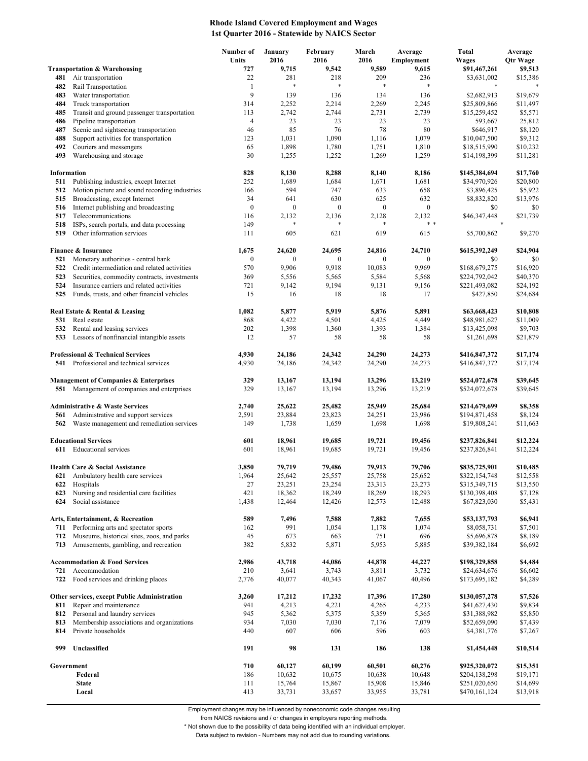# Rhode Island Covered Employment and Wages
## 1st Quarter 2016 - Statewide by NAICS Sector

| | | Number of Units | January 2016 | February 2016 | March 2016 | Average Employment | Total Wages | Average Qtr Wage |
|---|---|---|---|---|---|---|---|---|
| **Transportation & Warehousing** | | **727** | **9,715** | **9,542** | **9,589** | **9,615** | **$91,467,261** | **$9,513** |
| **481** | Air transportation | 22 | 281 | 218 | 209 | 236 | $3,631,002 | $15,386 |
| **482** | Rail Transportation | 1 | * | * | * | * | * | * |
| **483** | Water transportation | 9 | 139 | 136 | 134 | 136 | $2,682,913 | $19,679 |
| **484** | Truck transportation | 314 | 2,252 | 2,214 | 2,269 | 2,245 | $25,809,866 | $11,497 |
| **485** | Transit and ground passenger transportation | 113 | 2,742 | 2,744 | 2,731 | 2,739 | $15,259,452 | $5,571 |
| **486** | Pipeline transportation | 4 | 23 | 23 | 23 | 23 | 593,667 | 25,812 |
| **487** | Scenic and sightseeing transportation | 46 | 85 | 76 | 78 | 80 | $646,917 | $8,120 |
| **488** | Support activities for transportation | 123 | 1,031 | 1,090 | 1,116 | 1,079 | $10,047,500 | $9,312 |
| **492** | Couriers and messengers | 65 | 1,898 | 1,780 | 1,751 | 1,810 | $18,515,990 | $10,232 |
| **493** | Warehousing and storage | 30 | 1,255 | 1,252 | 1,269 | 1,259 | $14,198,399 | $11,281 |
| **Information** | | **828** | **8,130** | **8,288** | **8,140** | **8,186** | **$145,384,694** | **$17,760** |
| **511** | Publishing industries, except Internet | 252 | 1,689 | 1,684 | 1,671 | 1,681 | $34,970,926 | $20,800 |
| **512** | Motion picture and sound recording industries | 166 | 594 | 747 | 633 | 658 | $3,896,425 | $5,922 |
| **515** | Broadcasting, except Internet | 34 | 641 | 630 | 625 | 632 | $8,832,820 | $13,976 |
| **516** | Internet publishing and broadcasting | 0 | 0 | 0 | 0 | 0 | $0 | $0 |
| **517** | Telecommunications | 116 | 2,132 | 2,136 | 2,128 | 2,132 | $46,347,448 | $21,739 |
| **518** | ISPs, search portals, and data processing | 149 | * | * | * | * * | * | |
| **519** | Other information services | 111 | 605 | 621 | 619 | 615 | $5,700,862 | $9,270 |
| **Finance & Insurance** | | **1,675** | **24,620** | **24,695** | **24,816** | **24,710** | **$615,392,249** | **$24,904** |
| **521** | Monetary authorities - central bank | 0 | 0 | 0 | 0 | 0 | $0 | $0 |
| **522** | Credit intermediation and related activities | 570 | 9,906 | 9,918 | 10,083 | 9,969 | $168,679,275 | $16,920 |
| **523** | Securities, commodity contracts, investments | 369 | 5,556 | 5,565 | 5,584 | 5,568 | $224,792,042 | $40,370 |
| **524** | Insurance carriers and related activities | 721 | 9,142 | 9,194 | 9,131 | 9,156 | $221,493,082 | $24,192 |
| **525** | Funds, trusts, and other financial vehicles | 15 | 16 | 18 | 18 | 17 | $427,850 | $24,684 |
| **Real Estate & Rental & Leasing** | | **1,082** | **5,877** | **5,919** | **5,876** | **5,891** | **$63,668,423** | **$10,808** |
| **531** | Real estate | 868 | 4,422 | 4,501 | 4,425 | 4,449 | $48,981,627 | $11,009 |
| **532** | Rental and leasing services | 202 | 1,398 | 1,360 | 1,393 | 1,384 | $13,425,098 | $9,703 |
| **533** | Lessors of nonfinancial intangible assets | 12 | 57 | 58 | 58 | 58 | $1,261,698 | $21,879 |
| **Professional & Technical Services** | | **4,930** | **24,186** | **24,342** | **24,290** | **24,273** | **$416,847,372** | **$17,174** |
| **541** | Professional and technical services | 4,930 | 24,186 | 24,342 | 24,290 | 24,273 | $416,847,372 | $17,174 |
| **Management of Companies & Enterprises** | | **329** | **13,167** | **13,194** | **13,296** | **13,219** | **$524,072,678** | **$39,645** |
| **551** | Management of companies and enterprises | 329 | 13,167 | 13,194 | 13,296 | 13,219 | $524,072,678 | $39,645 |
| **Administrative & Waste Services** | | **2,740** | **25,622** | **25,482** | **25,949** | **25,684** | **$214,679,699** | **$8,358** |
| **561** | Administrative and support services | 2,591 | 23,884 | 23,823 | 24,251 | 23,986 | $194,871,458 | $8,124 |
| **562** | Waste management and remediation services | 149 | 1,738 | 1,659 | 1,698 | 1,698 | $19,808,241 | $11,663 |
| **Educational Services** | | **601** | **18,961** | **19,685** | **19,721** | **19,456** | **$237,826,841** | **$12,224** |
| **611** | Educational services | 601 | 18,961 | 19,685 | 19,721 | 19,456 | $237,826,841 | $12,224 |
| **Health Care & Social Assistance** | | **3,850** | **79,719** | **79,486** | **79,913** | **79,706** | **$835,725,901** | **$10,485** |
| **621** | Ambulatory health care services | 1,964 | 25,642 | 25,557 | 25,758 | 25,652 | $322,154,748 | $12,558 |
| **622** | Hospitals | 27 | 23,251 | 23,254 | 23,313 | 23,273 | $315,349,715 | $13,550 |
| **623** | Nursing and residential care facilities | 421 | 18,362 | 18,249 | 18,269 | 18,293 | $130,398,408 | $7,128 |
| **624** | Social assistance | 1,438 | 12,464 | 12,426 | 12,573 | 12,488 | $67,823,030 | $5,431 |
| **Arts, Entertainment, & Recreation** | | **589** | **7,496** | **7,588** | **7,882** | **7,655** | **$53,137,793** | **$6,941** |
| **711** | Performing arts and spectator sports | 162 | 991 | 1,054 | 1,178 | 1,074 | $8,058,731 | $7,501 |
| **712** | Museums, historical sites, zoos, and parks | 45 | 673 | 663 | 751 | 696 | $5,696,878 | $8,189 |
| **713** | Amusements, gambling, and recreation | 382 | 5,832 | 5,871 | 5,953 | 5,885 | $39,382,184 | $6,692 |
| **Accommodation & Food Services** | | **2,986** | **43,718** | **44,086** | **44,878** | **44,227** | **$198,329,858** | **$4,484** |
| **721** | Accommodation | 210 | 3,641 | 3,743 | 3,811 | 3,732 | $24,634,676 | $6,602 |
| **722** | Food services and drinking places | 2,776 | 40,077 | 40,343 | 41,067 | 40,496 | $173,695,182 | $4,289 |
| **Other services, except Public Administration** | | **3,260** | **17,212** | **17,232** | **17,396** | **17,280** | **$130,057,278** | **$7,526** |
| **811** | Repair and maintenance | 941 | 4,213 | 4,221 | 4,265 | 4,233 | $41,627,430 | $9,834 |
| **812** | Personal and laundry services | 945 | 5,362 | 5,375 | 5,359 | 5,365 | $31,388,982 | $5,850 |
| **813** | Membership associations and organizations | 934 | 7,030 | 7,030 | 7,176 | 7,079 | $52,659,090 | $7,439 |
| **814** | Private households | 440 | 607 | 606 | 596 | 603 | $4,381,776 | $7,267 |
| **999** | **Unclassified** | **191** | **98** | **131** | **186** | **138** | **$1,454,448** | **$10,514** |
| **Government** | | **710** | **60,127** | **60,199** | **60,501** | **60,276** | **$925,320,072** | **$15,351** |
| | **Federal** | 186 | 10,632 | 10,675 | 10,638 | 10,648 | $204,138,298 | $19,171 |
| | **State** | 111 | 15,764 | 15,867 | 15,908 | 15,846 | $251,020,650 | $14,699 |
| | **Local** | 413 | 33,731 | 33,657 | 33,955 | 33,781 | $470,161,124 | $13,918 |

Employment changes may be influenced by noneconomic code changes resulting from NAICS revisions and / or changes in employers reporting methods.

* Not shown due to the possibility of data being identified with an individual employer.

Data subject to revision - Numbers may not add due to rounding variations.